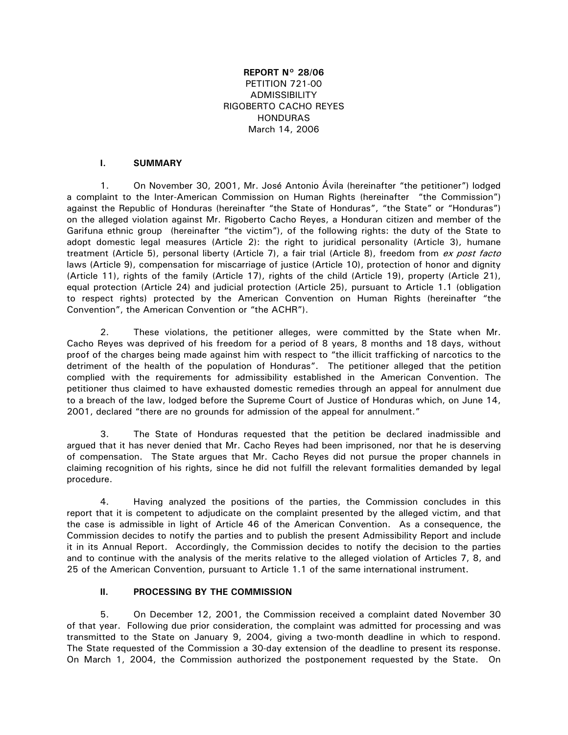**REPORT N° 28/06**
PETITION 721-00
ADMISSIBILITY
RIGOBERTO CACHO REYES
HONDURAS
March 14, 2006

## I. SUMMARY

1. On November 30, 2001, Mr. José Antonio Ávila (hereinafter "the petitioner") lodged a complaint to the Inter-American Commission on Human Rights (hereinafter "the Commission") against the Republic of Honduras (hereinafter "the State of Honduras", "the State" or "Honduras") on the alleged violation against Mr. Rigoberto Cacho Reyes, a Honduran citizen and member of the Garifuna ethnic group (hereinafter "the victim"), of the following rights: the duty of the State to adopt domestic legal measures (Article 2): the right to juridical personality (Article 3), humane treatment (Article 5), personal liberty (Article 7), a fair trial (Article 8), freedom from *ex post facto* laws (Article 9), compensation for miscarriage of justice (Article 10), protection of honor and dignity (Article 11), rights of the family (Article 17), rights of the child (Article 19), property (Article 21), equal protection (Article 24) and judicial protection (Article 25), pursuant to Article 1.1 (obligation to respect rights) protected by the American Convention on Human Rights (hereinafter "the Convention", the American Convention or "the ACHR").

2. These violations, the petitioner alleges, were committed by the State when Mr. Cacho Reyes was deprived of his freedom for a period of 8 years, 8 months and 18 days, without proof of the charges being made against him with respect to "the illicit trafficking of narcotics to the detriment of the health of the population of Honduras". The petitioner alleged that the petition complied with the requirements for admissibility established in the American Convention. The petitioner thus claimed to have exhausted domestic remedies through an appeal for annulment due to a breach of the law, lodged before the Supreme Court of Justice of Honduras which, on June 14, 2001, declared "there are no grounds for admission of the appeal for annulment."

3. The State of Honduras requested that the petition be declared inadmissible and argued that it has never denied that Mr. Cacho Reyes had been imprisoned, nor that he is deserving of compensation. The State argues that Mr. Cacho Reyes did not pursue the proper channels in claiming recognition of his rights, since he did not fulfill the relevant formalities demanded by legal procedure.

4. Having analyzed the positions of the parties, the Commission concludes in this report that it is competent to adjudicate on the complaint presented by the alleged victim, and that the case is admissible in light of Article 46 of the American Convention. As a consequence, the Commission decides to notify the parties and to publish the present Admissibility Report and include it in its Annual Report. Accordingly, the Commission decides to notify the decision to the parties and to continue with the analysis of the merits relative to the alleged violation of Articles 7, 8, and 25 of the American Convention, pursuant to Article 1.1 of the same international instrument.

## II. PROCESSING BY THE COMMISSION

5. On December 12, 2001, the Commission received a complaint dated November 30 of that year. Following due prior consideration, the complaint was admitted for processing and was transmitted to the State on January 9, 2004, giving a two-month deadline in which to respond. The State requested of the Commission a 30-day extension of the deadline to present its response. On March 1, 2004, the Commission authorized the postponement requested by the State. On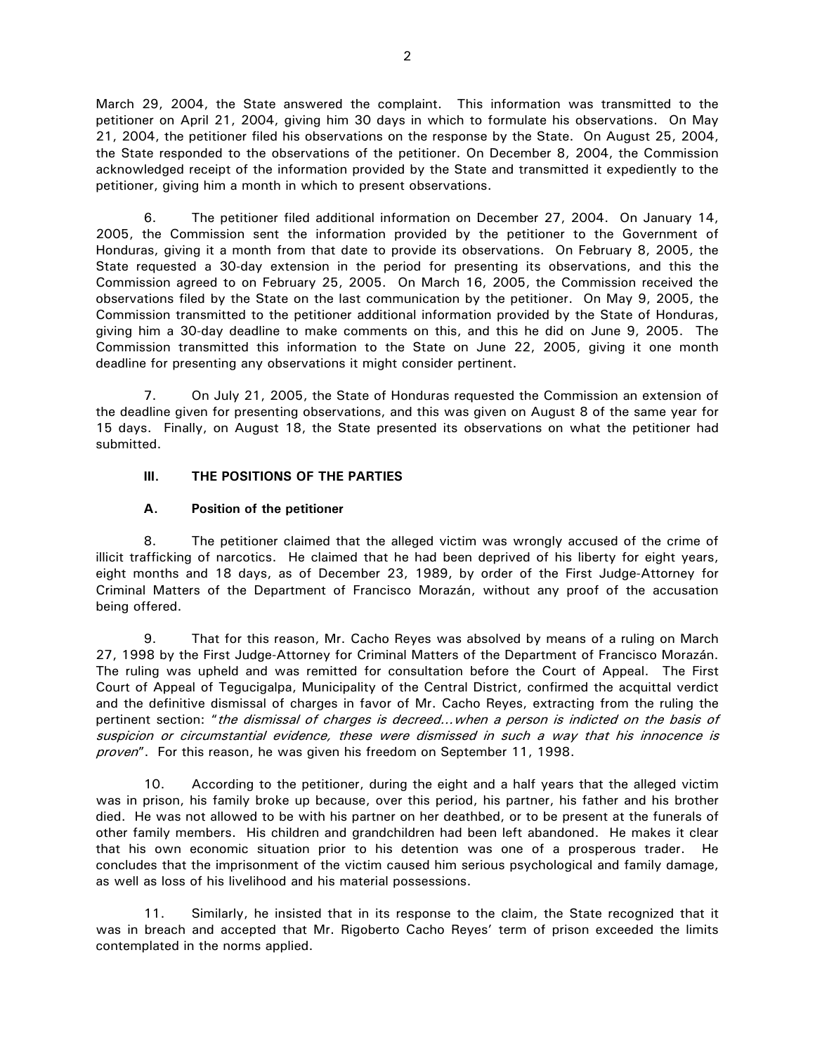March 29, 2004, the State answered the complaint. This information was transmitted to the petitioner on April 21, 2004, giving him 30 days in which to formulate his observations. On May 21, 2004, the petitioner filed his observations on the response by the State. On August 25, 2004, the State responded to the observations of the petitioner. On December 8, 2004, the Commission acknowledged receipt of the information provided by the State and transmitted it expediently to the petitioner, giving him a month in which to present observations.

6. The petitioner filed additional information on December 27, 2004. On January 14, 2005, the Commission sent the information provided by the petitioner to the Government of Honduras, giving it a month from that date to provide its observations. On February 8, 2005, the State requested a 30-day extension in the period for presenting its observations, and this the Commission agreed to on February 25, 2005. On March 16, 2005, the Commission received the observations filed by the State on the last communication by the petitioner. On May 9, 2005, the Commission transmitted to the petitioner additional information provided by the State of Honduras, giving him a 30-day deadline to make comments on this, and this he did on June 9, 2005. The Commission transmitted this information to the State on June 22, 2005, giving it one month deadline for presenting any observations it might consider pertinent.

7. On July 21, 2005, the State of Honduras requested the Commission an extension of the deadline given for presenting observations, and this was given on August 8 of the same year for 15 days. Finally, on August 18, the State presented its observations on what the petitioner had submitted.

## III. THE POSITIONS OF THE PARTIES

### A. Position of the petitioner

8. The petitioner claimed that the alleged victim was wrongly accused of the crime of illicit trafficking of narcotics. He claimed that he had been deprived of his liberty for eight years, eight months and 18 days, as of December 23, 1989, by order of the First Judge-Attorney for Criminal Matters of the Department of Francisco Morazán, without any proof of the accusation being offered.

9. That for this reason, Mr. Cacho Reyes was absolved by means of a ruling on March 27, 1998 by the First Judge-Attorney for Criminal Matters of the Department of Francisco Morazán. The ruling was upheld and was remitted for consultation before the Court of Appeal. The First Court of Appeal of Tegucigalpa, Municipality of the Central District, confirmed the acquittal verdict and the definitive dismissal of charges in favor of Mr. Cacho Reyes, extracting from the ruling the pertinent section: "*the dismissal of charges is decreed…when a person is indicted on the basis of suspicion or circumstantial evidence, these were dismissed in such a way that his innocence is proven*". For this reason, he was given his freedom on September 11, 1998.

10. According to the petitioner, during the eight and a half years that the alleged victim was in prison, his family broke up because, over this period, his partner, his father and his brother died. He was not allowed to be with his partner on her deathbed, or to be present at the funerals of other family members. His children and grandchildren had been left abandoned. He makes it clear that his own economic situation prior to his detention was one of a prosperous trader. He concludes that the imprisonment of the victim caused him serious psychological and family damage, as well as loss of his livelihood and his material possessions.

11. Similarly, he insisted that in its response to the claim, the State recognized that it was in breach and accepted that Mr. Rigoberto Cacho Reyes' term of prison exceeded the limits contemplated in the norms applied.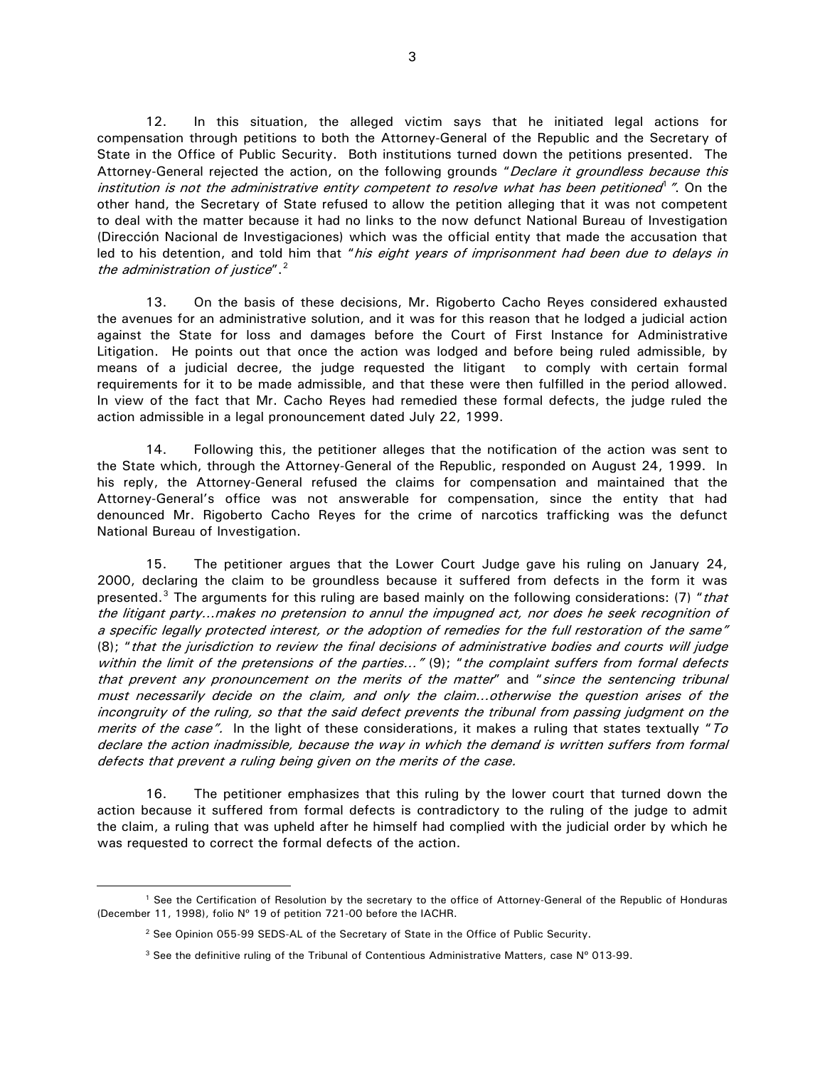12. In this situation, the alleged victim says that he initiated legal actions for compensation through petitions to both the Attorney-General of the Republic and the Secretary of State in the Office of Public Security. Both institutions turned down the petitions presented. The Attorney-General rejected the action, on the following grounds "*Declare it groundless because this institution is not the administrative entity competent to resolve what has been petitioned*[1] *"*. On the other hand, the Secretary of State refused to allow the petition alleging that it was not competent to deal with the matter because it had no links to the now defunct National Bureau of Investigation (Dirección Nacional de Investigaciones) which was the official entity that made the accusation that led to his detention, and told him that "*his eight years of imprisonment had been due to delays in the administration of justice*".[2]

13. On the basis of these decisions, Mr. Rigoberto Cacho Reyes considered exhausted the avenues for an administrative solution, and it was for this reason that he lodged a judicial action against the State for loss and damages before the Court of First Instance for Administrative Litigation. He points out that once the action was lodged and before being ruled admissible, by means of a judicial decree, the judge requested the litigant to comply with certain formal requirements for it to be made admissible, and that these were then fulfilled in the period allowed. In view of the fact that Mr. Cacho Reyes had remedied these formal defects, the judge ruled the action admissible in a legal pronouncement dated July 22, 1999.

14. Following this, the petitioner alleges that the notification of the action was sent to the State which, through the Attorney-General of the Republic, responded on August 24, 1999. In his reply, the Attorney-General refused the claims for compensation and maintained that the Attorney-General's office was not answerable for compensation, since the entity that had denounced Mr. Rigoberto Cacho Reyes for the crime of narcotics trafficking was the defunct National Bureau of Investigation.

15. The petitioner argues that the Lower Court Judge gave his ruling on January 24, 2000, declaring the claim to be groundless because it suffered from defects in the form it was presented.[3] The arguments for this ruling are based mainly on the following considerations: (7) "*that the litigant party...makes no pretension to annul the impugned act, nor does he seek recognition of a specific legally protected interest, or the adoption of remedies for the full restoration of the same"* (8); "*that the jurisdiction to review the final decisions of administrative bodies and courts will judge within the limit of the pretensions of the parties..."* (9); "*the complaint suffers from formal defects that prevent any pronouncement on the merits of the matter*" and "*since the sentencing tribunal must necessarily decide on the claim, and only the claim...otherwise the question arises of the incongruity of the ruling, so that the said defect prevents the tribunal from passing judgment on the merits of the case".* In the light of these considerations, it makes a ruling that states textually "*To declare the action inadmissible, because the way in which the demand is written suffers from formal defects that prevent a ruling being given on the merits of the case.*

16. The petitioner emphasizes that this ruling by the lower court that turned down the action because it suffered from formal defects is contradictory to the ruling of the judge to admit the claim, a ruling that was upheld after he himself had complied with the judicial order by which he was requested to correct the formal defects of the action.

---

[1] See the Certification of Resolution by the secretary to the office of Attorney-General of the Republic of Honduras (December 11, 1998), folio Nº 19 of petition 721-00 before the IACHR.

[2] See Opinion 055-99 SEDS-AL of the Secretary of State in the Office of Public Security.

[3] See the definitive ruling of the Tribunal of Contentious Administrative Matters, case Nº 013-99.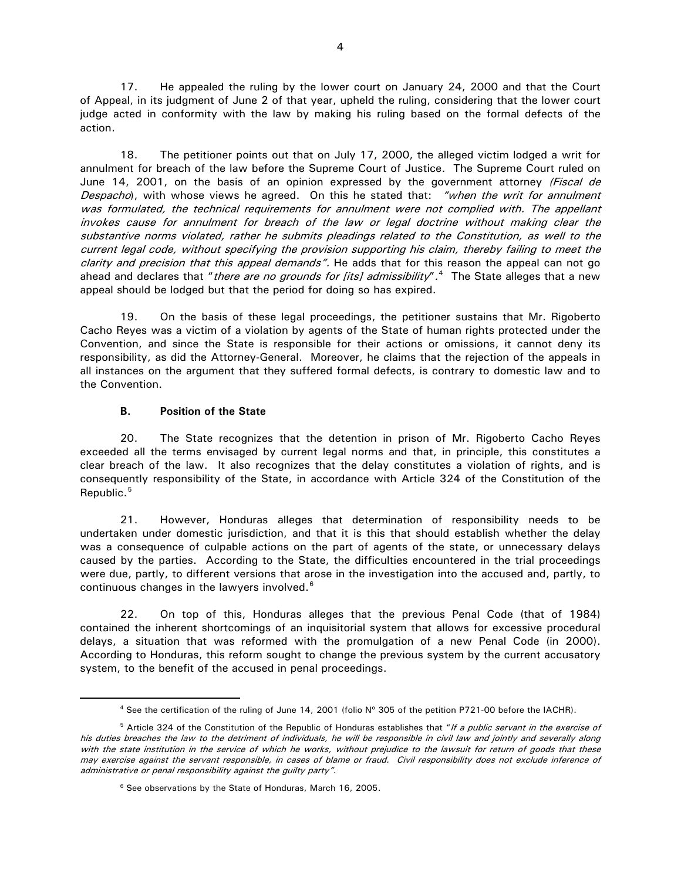17. He appealed the ruling by the lower court on January 24, 2000 and that the Court of Appeal, in its judgment of June 2 of that year, upheld the ruling, considering that the lower court judge acted in conformity with the law by making his ruling based on the formal defects of the action.

18. The petitioner points out that on July 17, 2000, the alleged victim lodged a writ for annulment for breach of the law before the Supreme Court of Justice. The Supreme Court ruled on June 14, 2001, on the basis of an opinion expressed by the government attorney *(Fiscal de Despacho*), with whose views he agreed. On this he stated that: *"when the writ for annulment was formulated, the technical requirements for annulment were not complied with. The appellant invokes cause for annulment for breach of the law or legal doctrine without making clear the substantive norms violated, rather he submits pleadings related to the Constitution, as well to the current legal code, without specifying the provision supporting his claim, thereby failing to meet the clarity and precision that this appeal demands".* He adds that for this reason the appeal can not go ahead and declares that "*there are no grounds for [its] admissibility*".[4] The State alleges that a new appeal should be lodged but that the period for doing so has expired.

19. On the basis of these legal proceedings, the petitioner sustains that Mr. Rigoberto Cacho Reyes was a victim of a violation by agents of the State of human rights protected under the Convention, and since the State is responsible for their actions or omissions, it cannot deny its responsibility, as did the Attorney-General. Moreover, he claims that the rejection of the appeals in all instances on the argument that they suffered formal defects, is contrary to domestic law and to the Convention.

### B. Position of the State

20. The State recognizes that the detention in prison of Mr. Rigoberto Cacho Reyes exceeded all the terms envisaged by current legal norms and that, in principle, this constitutes a clear breach of the law. It also recognizes that the delay constitutes a violation of rights, and is consequently responsibility of the State, in accordance with Article 324 of the Constitution of the Republic.[5]

21. However, Honduras alleges that determination of responsibility needs to be undertaken under domestic jurisdiction, and that it is this that should establish whether the delay was a consequence of culpable actions on the part of agents of the state, or unnecessary delays caused by the parties. According to the State, the difficulties encountered in the trial proceedings were due, partly, to different versions that arose in the investigation into the accused and, partly, to continuous changes in the lawyers involved.[6]

22. On top of this, Honduras alleges that the previous Penal Code (that of 1984) contained the inherent shortcomings of an inquisitorial system that allows for excessive procedural delays, a situation that was reformed with the promulgation of a new Penal Code (in 2000). According to Honduras, this reform sought to change the previous system by the current accusatory system, to the benefit of the accused in penal proceedings.

---

[4] See the certification of the ruling of June 14, 2001 (folio Nº 305 of the petition P721-00 before the IACHR).

[5] Article 324 of the Constitution of the Republic of Honduras establishes that "*If a public servant in the exercise of his duties breaches the law to the detriment of individuals, he will be responsible in civil law and jointly and severally along with the state institution in the service of which he works, without prejudice to the lawsuit for return of goods that these may exercise against the servant responsible, in cases of blame or fraud. Civil responsibility does not exclude inference of administrative or penal responsibility against the guilty party*".

[6] See observations by the State of Honduras, March 16, 2005.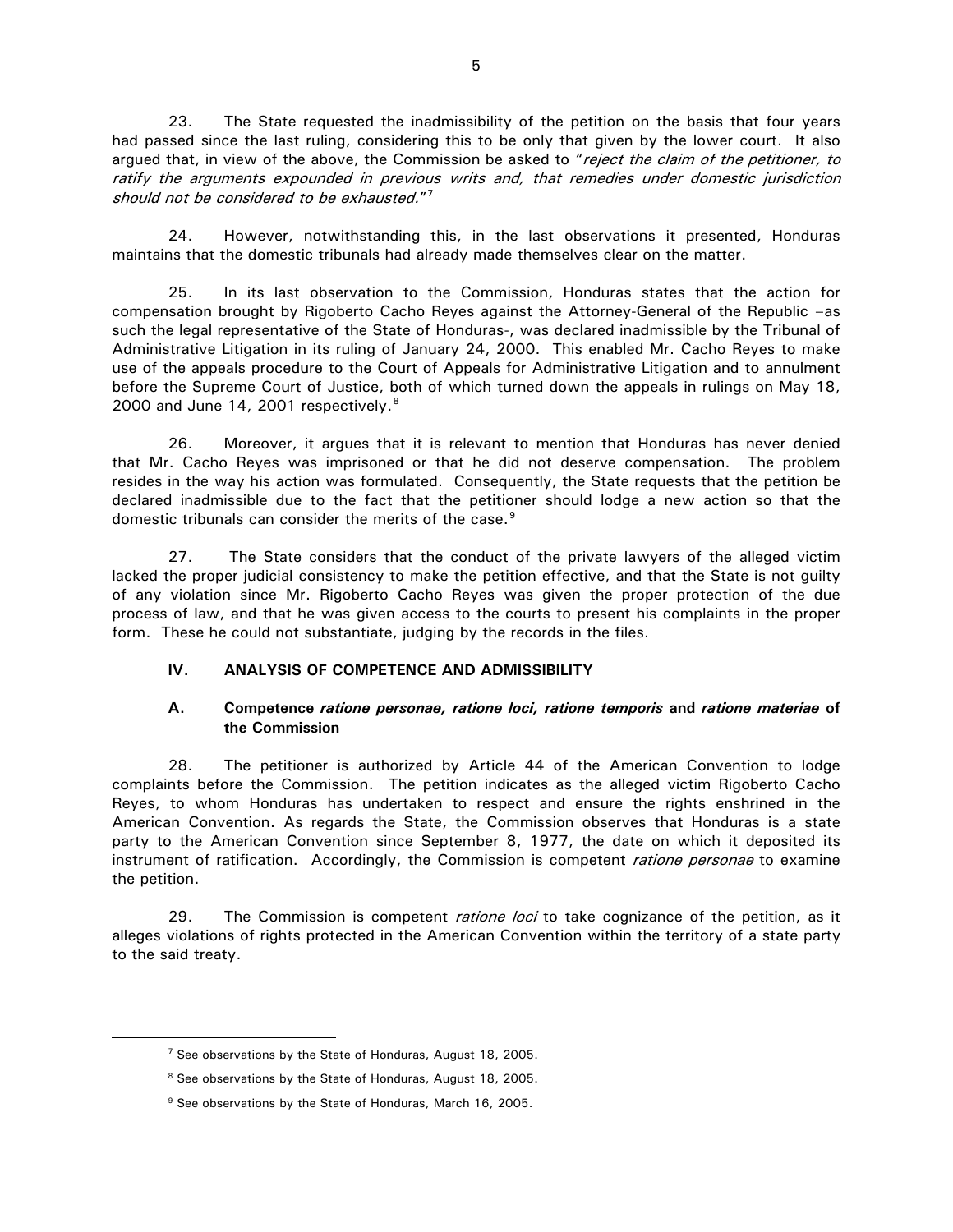23. The State requested the inadmissibility of the petition on the basis that four years had passed since the last ruling, considering this to be only that given by the lower court. It also argued that, in view of the above, the Commission be asked to "*reject the claim of the petitioner, to ratify the arguments expounded in previous writs and, that remedies under domestic jurisdiction should not be considered to be exhausted.*"[7]

24. However, notwithstanding this, in the last observations it presented, Honduras maintains that the domestic tribunals had already made themselves clear on the matter.

25. In its last observation to the Commission, Honduras states that the action for compensation brought by Rigoberto Cacho Reyes against the Attorney-General of the Republic –as such the legal representative of the State of Honduras-, was declared inadmissible by the Tribunal of Administrative Litigation in its ruling of January 24, 2000. This enabled Mr. Cacho Reyes to make use of the appeals procedure to the Court of Appeals for Administrative Litigation and to annulment before the Supreme Court of Justice, both of which turned down the appeals in rulings on May 18, 2000 and June 14, 2001 respectively.[8]

26. Moreover, it argues that it is relevant to mention that Honduras has never denied that Mr. Cacho Reyes was imprisoned or that he did not deserve compensation. The problem resides in the way his action was formulated. Consequently, the State requests that the petition be declared inadmissible due to the fact that the petitioner should lodge a new action so that the domestic tribunals can consider the merits of the case.[9]

27. The State considers that the conduct of the private lawyers of the alleged victim lacked the proper judicial consistency to make the petition effective, and that the State is not guilty of any violation since Mr. Rigoberto Cacho Reyes was given the proper protection of the due process of law, and that he was given access to the courts to present his complaints in the proper form. These he could not substantiate, judging by the records in the files.

## IV. ANALYSIS OF COMPETENCE AND ADMISSIBILITY

### A. Competence *ratione personae, ratione loci, ratione temporis* and *ratione materiae* of the Commission

28. The petitioner is authorized by Article 44 of the American Convention to lodge complaints before the Commission. The petition indicates as the alleged victim Rigoberto Cacho Reyes, to whom Honduras has undertaken to respect and ensure the rights enshrined in the American Convention. As regards the State, the Commission observes that Honduras is a state party to the American Convention since September 8, 1977, the date on which it deposited its instrument of ratification. Accordingly, the Commission is competent *ratione personae* to examine the petition.

29. The Commission is competent *ratione loci* to take cognizance of the petition, as it alleges violations of rights protected in the American Convention within the territory of a state party to the said treaty.

---

[7] See observations by the State of Honduras, August 18, 2005.

[8] See observations by the State of Honduras, August 18, 2005.

[9] See observations by the State of Honduras, March 16, 2005.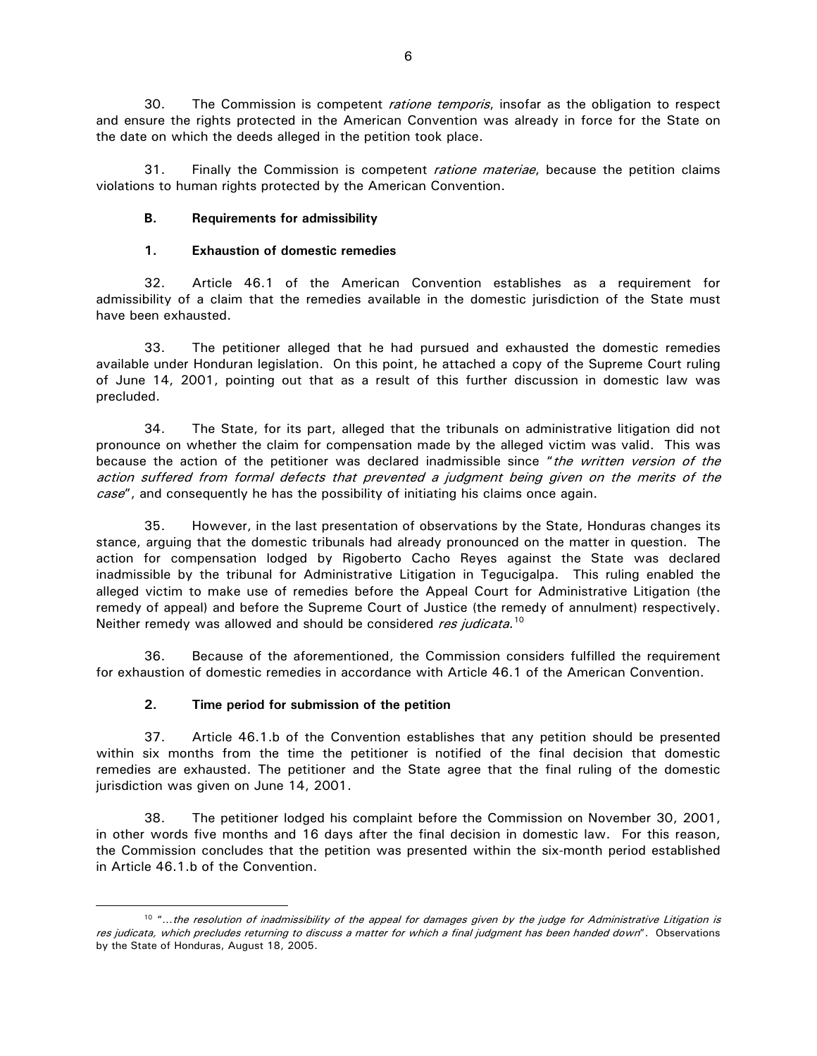30. The Commission is competent *ratione temporis*, insofar as the obligation to respect and ensure the rights protected in the American Convention was already in force for the State on the date on which the deeds alleged in the petition took place.

31. Finally the Commission is competent *ratione materiae*, because the petition claims violations to human rights protected by the American Convention.

### B. Requirements for admissibility

#### 1. Exhaustion of domestic remedies

32. Article 46.1 of the American Convention establishes as a requirement for admissibility of a claim that the remedies available in the domestic jurisdiction of the State must have been exhausted.

33. The petitioner alleged that he had pursued and exhausted the domestic remedies available under Honduran legislation. On this point, he attached a copy of the Supreme Court ruling of June 14, 2001, pointing out that as a result of this further discussion in domestic law was precluded.

34. The State, for its part, alleged that the tribunals on administrative litigation did not pronounce on whether the claim for compensation made by the alleged victim was valid. This was because the action of the petitioner was declared inadmissible since "*the written version of the action suffered from formal defects that prevented a judgment being given on the merits of the case*", and consequently he has the possibility of initiating his claims once again.

35. However, in the last presentation of observations by the State, Honduras changes its stance, arguing that the domestic tribunals had already pronounced on the matter in question. The action for compensation lodged by Rigoberto Cacho Reyes against the State was declared inadmissible by the tribunal for Administrative Litigation in Tegucigalpa. This ruling enabled the alleged victim to make use of remedies before the Appeal Court for Administrative Litigation (the remedy of appeal) and before the Supreme Court of Justice (the remedy of annulment) respectively. Neither remedy was allowed and should be considered *res judicata*.[10]

36. Because of the aforementioned, the Commission considers fulfilled the requirement for exhaustion of domestic remedies in accordance with Article 46.1 of the American Convention.

#### 2. Time period for submission of the petition

37. Article 46.1.b of the Convention establishes that any petition should be presented within six months from the time the petitioner is notified of the final decision that domestic remedies are exhausted. The petitioner and the State agree that the final ruling of the domestic jurisdiction was given on June 14, 2001.

38. The petitioner lodged his complaint before the Commission on November 30, 2001, in other words five months and 16 days after the final decision in domestic law. For this reason, the Commission concludes that the petition was presented within the six-month period established in Article 46.1.b of the Convention.

---

[10] "*...the resolution of inadmissibility of the appeal for damages given by the judge for Administrative Litigation is res judicata, which precludes returning to discuss a matter for which a final judgment has been handed down*". Observations by the State of Honduras, August 18, 2005.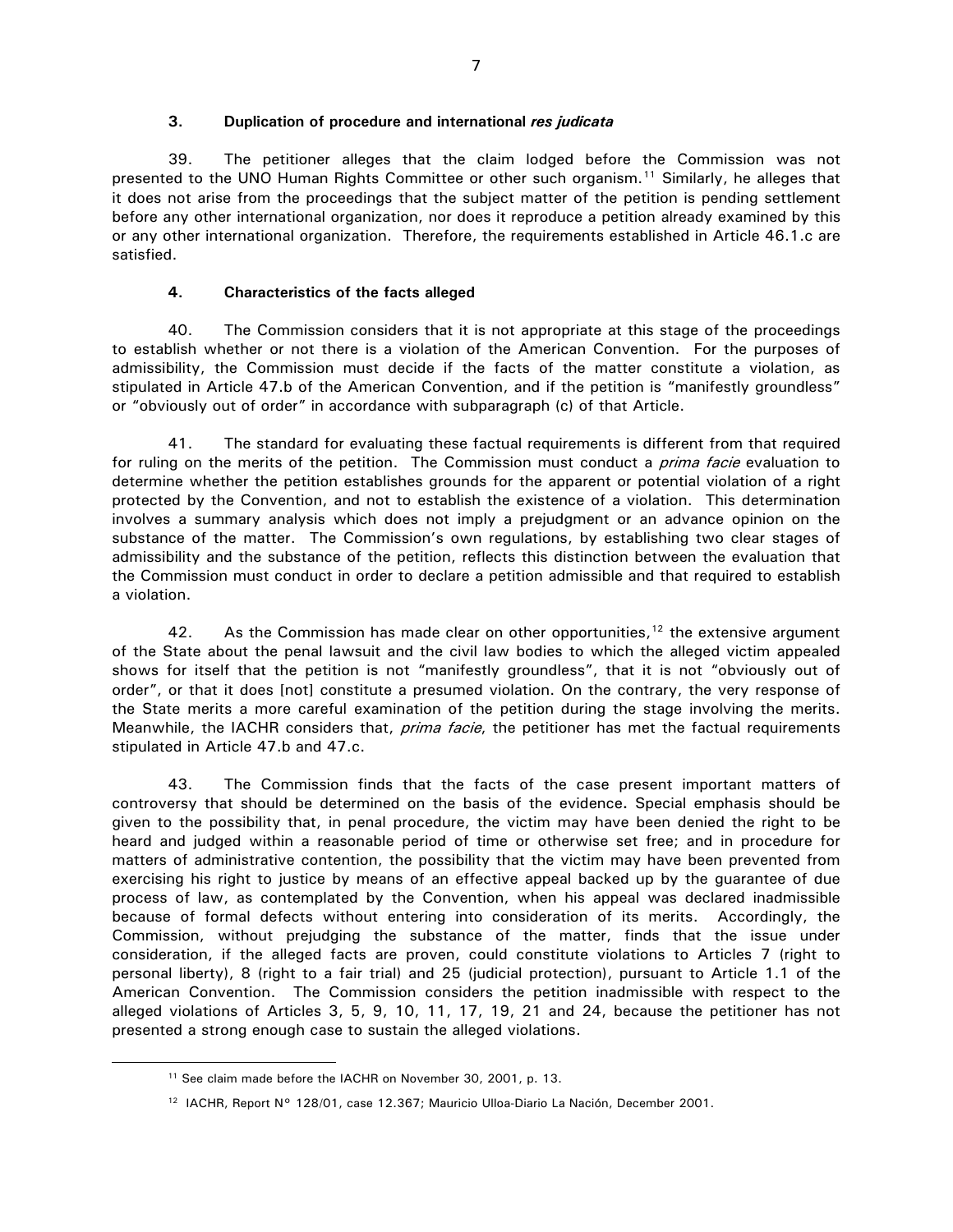### 3. Duplication of procedure and international *res judicata*

39. The petitioner alleges that the claim lodged before the Commission was not presented to the UNO Human Rights Committee or other such organism.[11] Similarly, he alleges that it does not arise from the proceedings that the subject matter of the petition is pending settlement before any other international organization, nor does it reproduce a petition already examined by this or any other international organization. Therefore, the requirements established in Article 46.1.c are satisfied.

### 4. Characteristics of the facts alleged

40. The Commission considers that it is not appropriate at this stage of the proceedings to establish whether or not there is a violation of the American Convention. For the purposes of admissibility, the Commission must decide if the facts of the matter constitute a violation, as stipulated in Article 47.b of the American Convention, and if the petition is "manifestly groundless" or "obviously out of order" in accordance with subparagraph (c) of that Article.

41. The standard for evaluating these factual requirements is different from that required for ruling on the merits of the petition. The Commission must conduct a *prima facie* evaluation to determine whether the petition establishes grounds for the apparent or potential violation of a right protected by the Convention, and not to establish the existence of a violation. This determination involves a summary analysis which does not imply a prejudgment or an advance opinion on the substance of the matter. The Commission's own regulations, by establishing two clear stages of admissibility and the substance of the petition, reflects this distinction between the evaluation that the Commission must conduct in order to declare a petition admissible and that required to establish a violation.

42. As the Commission has made clear on other opportunities,[12] the extensive argument of the State about the penal lawsuit and the civil law bodies to which the alleged victim appealed shows for itself that the petition is not "manifestly groundless", that it is not "obviously out of order", or that it does [not] constitute a presumed violation. On the contrary, the very response of the State merits a more careful examination of the petition during the stage involving the merits. Meanwhile, the IACHR considers that, *prima facie*, the petitioner has met the factual requirements stipulated in Article 47.b and 47.c.

43. The Commission finds that the facts of the case present important matters of controversy that should be determined on the basis of the evidence. Special emphasis should be given to the possibility that, in penal procedure, the victim may have been denied the right to be heard and judged within a reasonable period of time or otherwise set free; and in procedure for matters of administrative contention, the possibility that the victim may have been prevented from exercising his right to justice by means of an effective appeal backed up by the guarantee of due process of law, as contemplated by the Convention, when his appeal was declared inadmissible because of formal defects without entering into consideration of its merits. Accordingly, the Commission, without prejudging the substance of the matter, finds that the issue under consideration, if the alleged facts are proven, could constitute violations to Articles 7 (right to personal liberty), 8 (right to a fair trial) and 25 (judicial protection), pursuant to Article 1.1 of the American Convention. The Commission considers the petition inadmissible with respect to the alleged violations of Articles 3, 5, 9, 10, 11, 17, 19, 21 and 24, because the petitioner has not presented a strong enough case to sustain the alleged violations.

---

[11] See claim made before the IACHR on November 30, 2001, p. 13.

[12] IACHR, Report N° 128/01, case 12.367; Mauricio Ulloa-Diario La Nación, December 2001.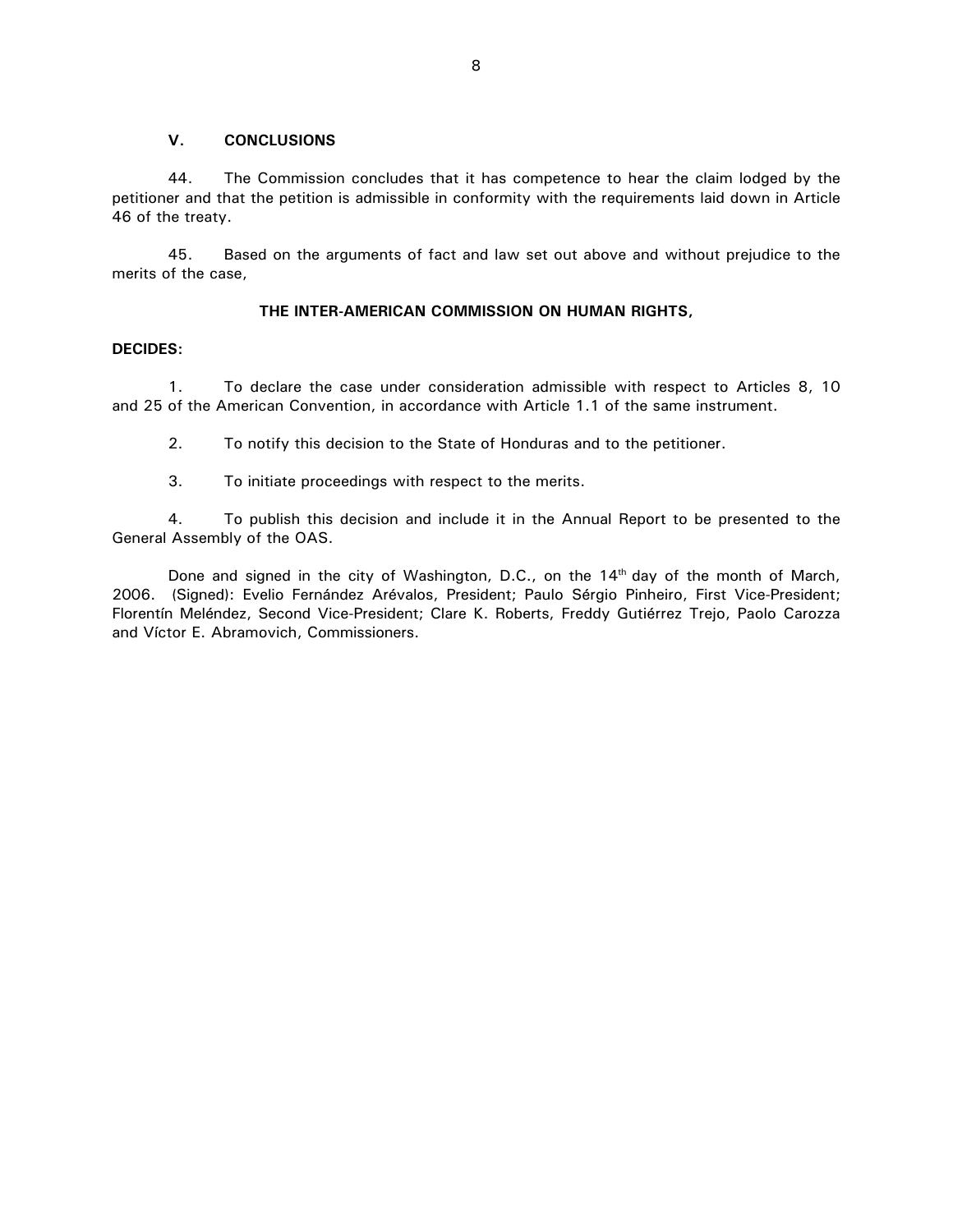## V. CONCLUSIONS

44. The Commission concludes that it has competence to hear the claim lodged by the petitioner and that the petition is admissible in conformity with the requirements laid down in Article 46 of the treaty.

45. Based on the arguments of fact and law set out above and without prejudice to the merits of the case,

**THE INTER-AMERICAN COMMISSION ON HUMAN RIGHTS,**

**DECIDES:**

1. To declare the case under consideration admissible with respect to Articles 8, 10 and 25 of the American Convention, in accordance with Article 1.1 of the same instrument.

2. To notify this decision to the State of Honduras and to the petitioner.

3. To initiate proceedings with respect to the merits.

4. To publish this decision and include it in the Annual Report to be presented to the General Assembly of the OAS.

Done and signed in the city of Washington, D.C., on the 14th day of the month of March, 2006. (Signed): Evelio Fernández Arévalos, President; Paulo Sérgio Pinheiro, First Vice-President; Florentín Meléndez, Second Vice-President; Clare K. Roberts, Freddy Gutiérrez Trejo, Paolo Carozza and Víctor E. Abramovich, Commissioners.